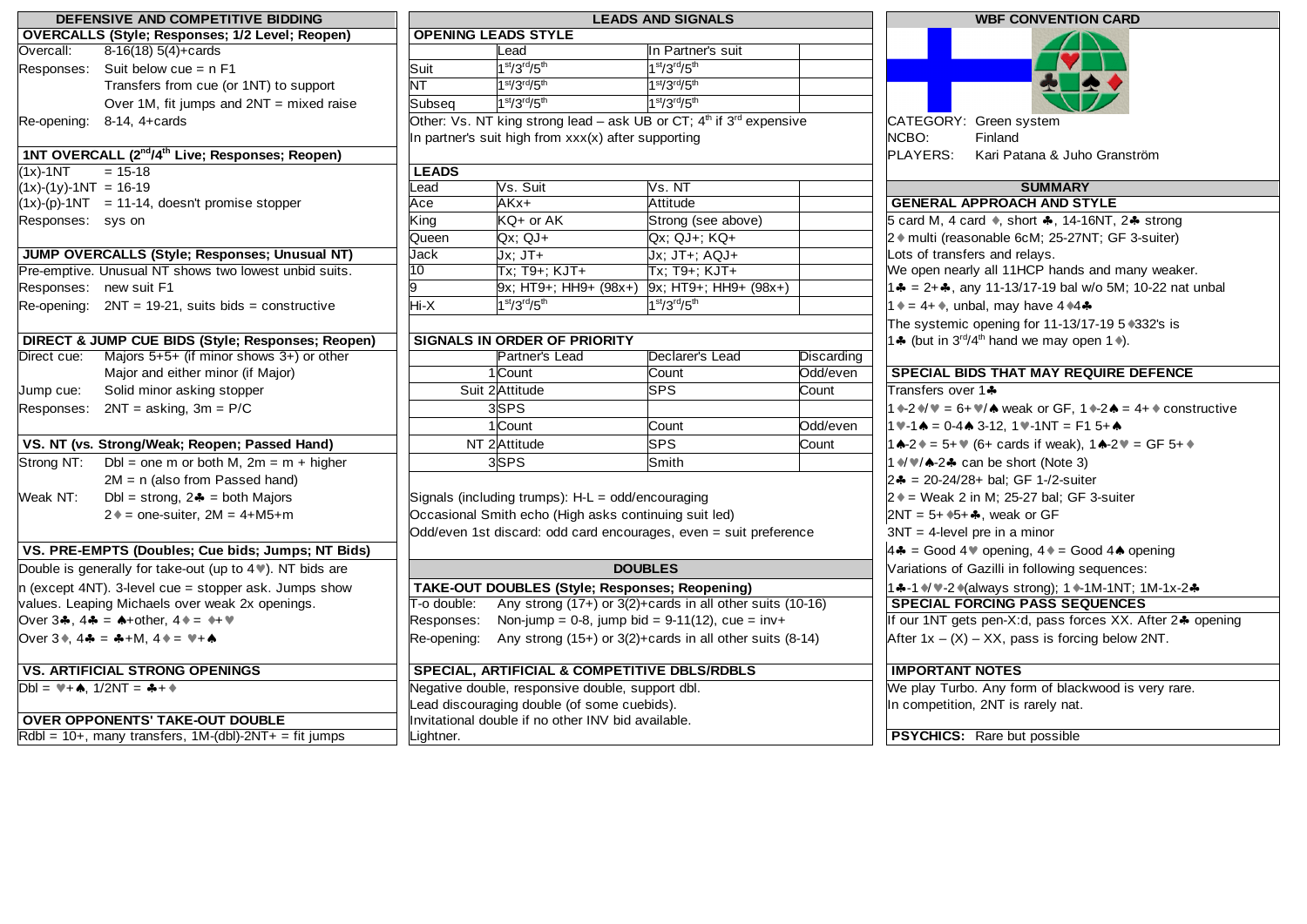## DEFENSIVE AND COMPETITIVE BIDDING

### OVERCALLS (Style; Responses; 1/2 Level; Reopen)

| | |
|---|---|
| Overcall: | 8-16(18) 5(4)+cards |
| Responses: | Suit below cue = n F1 |
| | Transfers from cue (or 1NT) to support |
| | Over 1M, fit jumps and 2NT = mixed raise |
| Re-opening: | 8-14, 4+cards |

### 1NT OVERCALL (2nd/4th Live; Responses; Reopen)

| | |
|---|---|
| (1x)-1NT | = 15-18 |
| (1x)-(1y)-1NT | = 16-19 |
| (1x)-(p)-1NT | = 11-14, doesn't promise stopper |
| Responses: | sys on |

### JUMP OVERCALLS (Style; Responses; Unusual NT)

Pre-emptive. Unusual NT shows two lowest unbid suits.

Responses: new suit F1

Re-opening: 2NT = 19-21, suits bids = constructive

### DIRECT & JUMP CUE BIDS (Style; Responses; Reopen)

| | |
|---|---|
| Direct cue: | Majors 5+5+ (if minor shows 3+) or other Major and either minor (if Major) |
| Jump cue: | Solid minor asking stopper |
| Responses: | 2NT = asking, 3m = P/C |

### VS. NT (vs. Strong/Weak; Reopen; Passed Hand)

| | |
|---|---|
| Strong NT: | Dbl = one m or both M, 2m = m + higher |
| | 2M = n (also from Passed hand) |
| Weak NT: | Dbl = strong, 2♣ = both Majors |
| | 2♦ = one-suiter, 2M = 4+M5+m |

### VS. PRE-EMPTS (Doubles; Cue bids; Jumps; NT Bids)

Double is generally for take-out (up to 4♥). NT bids are n (except 4NT). 3-level cue = stopper ask. Jumps show values. Leaping Michaels over weak 2x openings.

Over 3♣, 4♣ = ♠+other, 4♦ = ♦+♥

Over 3♦, 4♣ = ♣+M, 4♦ = ♥+♠

### VS. ARTIFICIAL STRONG OPENINGS

Dbl = ♥+♠, 1/2NT = ♣+♦

### OVER OPPONENTS' TAKE-OUT DOUBLE

Rdbl = 10+, many transfers, 1M-(dbl)-2NT+ = fit jumps

## LEADS AND SIGNALS

### OPENING LEADS STYLE

| | Lead | In Partner's suit | |
|---|---|---|---|
| Suit | 1st/3rd/5th | 1st/3rd/5th | |
| NT | 1st/3rd/5th | 1st/3rd/5th | |
| Subseq | 1st/3rd/5th | 1st/3rd/5th | |

Other: Vs. NT king strong lead – ask UB or CT; 4th if 3rd expensive

In partner's suit high from xxx(x) after supporting

### LEADS

| Lead | Vs. Suit | Vs. NT | |
|---|---|---|---|
| Ace | AKx+ | Attitude | |
| King | KQ+ or AK | Strong (see above) | |
| Queen | Qx; QJ+ | Qx; QJ+; KQ+ | |
| Jack | Jx; JT+ | Jx; JT+; AQJ+ | |
| 10 | Tx; T9+; KJT+ | Tx; T9+; KJT+ | |
| 9 | 9x; HT9+; HH9+ (98x+) | 9x; HT9+; HH9+ (98x+) | |
| Hi-X | 1st/3rd/5th | 1st/3rd/5th | |

### SIGNALS IN ORDER OF PRIORITY

| | | Partner's Lead | Declarer's Lead | Discarding |
|---|---|---|---|---|
| Suit | 1 | Count | Count | Odd/even |
| | 2 | Attitude | SPS | Count |
| | 3 | SPS | | |
| NT | 1 | Count | Count | Odd/even |
| | 2 | Attitude | SPS | Count |
| | 3 | SPS | Smith | |

Signals (including trumps): H-L = odd/encouraging

Occasional Smith echo (High asks continuing suit led)

Odd/even 1st discard: odd card encourages, even = suit preference

## DOUBLES

### TAKE-OUT DOUBLES (Style; Responses; Reopening)

| | |
|---|---|
| T-o double: | Any strong (17+) or 3(2)+cards in all other suits (10-16) |
| Responses: | Non-jump = 0-8, jump bid = 9-11(12), cue = inv+ |
| Re-opening: | Any strong (15+) or 3(2)+cards in all other suits (8-14) |

### SPECIAL, ARTIFICIAL & COMPETITIVE DBLS/RDBLS

Negative double, responsive double, support dbl.

Lead discouraging double (of some cuebids).

Invitational double if no other INV bid available.

Lightner.

## WBF CONVENTION CARD

CATEGORY: Green system

NCBO: Finland

PLAYERS: Kari Patana & Juho Granström

### SUMMARY

### GENERAL APPROACH AND STYLE

5 card M, 4 card ♦, short ♣, 14-16NT, 2♣ strong

2♦ multi (reasonable 6cM; 25-27NT; GF 3-suiter)

Lots of transfers and relays.

We open nearly all 11HCP hands and many weaker.

1♣ = 2+♣, any 11-13/17-19 bal w/o 5M; 10-22 nat unbal

1♦ = 4+♦, unbal, may have 4♦4♣

The systemic opening for 11-13/17-19 5♦332's is 1♣ (but in 3rd/4th hand we may open 1♦).

### SPECIAL BIDS THAT MAY REQUIRE DEFENCE

Transfers over 1♣

1♦-2♦/♥ = 6+♥/♠ weak or GF, 1♦-2♠ = 4+♦ constructive

1♥-1♠ = 0-4♠ 3-12, 1♥-1NT = F1 5+♠

1♠-2♦ = 5+♥ (6+ cards if weak), 1♠-2♥ = GF 5+♦

1♦/♥/♠-2♣ can be short (Note 3)

2♣ = 20-24/28+ bal; GF 1-/2-suiter

2♦ = Weak 2 in M; 25-27 bal; GF 3-suiter

2NT = 5+♦5+♣, weak or GF

3NT = 4-level pre in a minor

4♣ = Good 4♥ opening, 4♦ = Good 4♠ opening

Variations of Gazilli in following sequences:

1♣-1♦/♥-2♦(always strong); 1♦-1M-1NT; 1M-1x-2♣

### SPECIAL FORCING PASS SEQUENCES

If our 1NT gets pen-X:d, pass forces XX. After 2♣ opening

After 1x – (X) – XX, pass is forcing below 2NT.

### IMPORTANT NOTES

We play Turbo. Any form of blackwood is very rare.

In competition, 2NT is rarely nat.

**PSYCHICS:** Rare but possible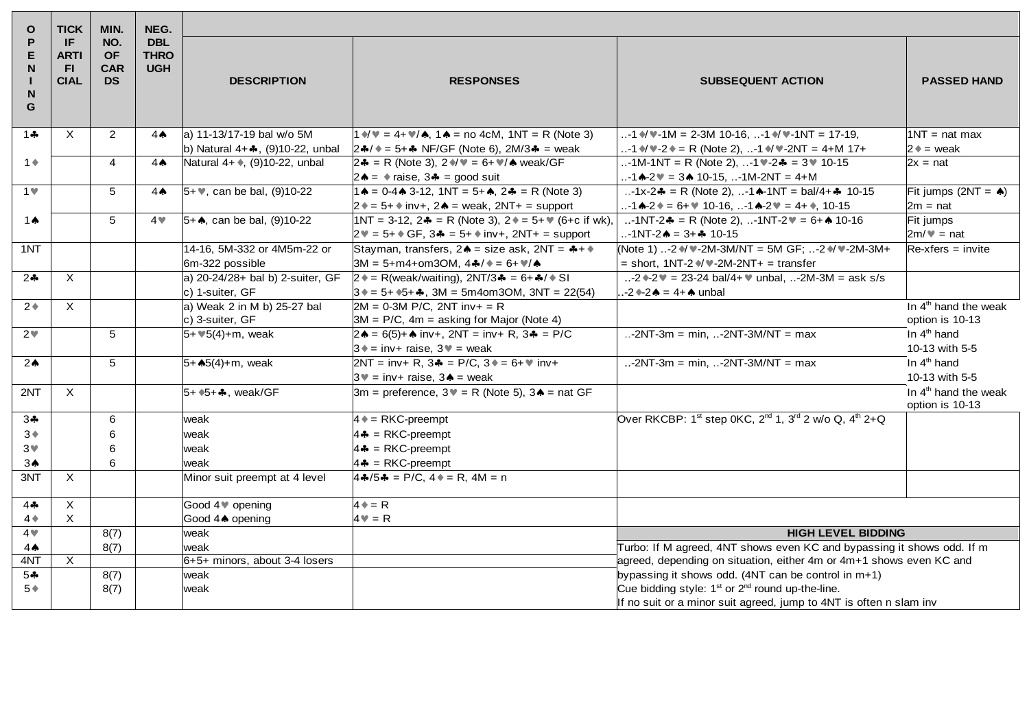| OPENING | TICK IF ARTIFICIAL | MIN. NO. OF CARDS | NEG. DBL THROUGH | DESCRIPTION | RESPONSES | SUBSEQUENT ACTION | PASSED HAND |
|---|---|---|---|---|---|---|---|
| 1♣ | X | 2 | 4♠ | a) 11-13/17-19 bal w/o 5M<br>b) Natural 4+♣, (9)10-22, unbal | 1♦/♥ = 4+♥/♠, 1♠ = no 4cM, 1NT = R (Note 3)<br>2♣/♦ = 5+♣ NF/GF (Note 6), 2M/3♣ = weak | ..-1♦/♥-1M = 2-3M 10-16, ..-1♦/♥-1NT = 17-19,<br>..-1♦/♥-2♦ = R (Note 2), ..-1♦/♥-2NT = 4+M 17+ | 1NT = nat max<br>2♦ = weak |
| 1♦ | | 4 | 4♠ | Natural 4+♦, (9)10-22, unbal | 2♣ = R (Note 3), 2♦/♥ = 6+♥/♠ weak/GF<br>2♠ = ♦ raise, 3♣ = good suit | ..-1M-1NT = R (Note 2), ..-1♥-2♣ = 3♥ 10-15<br>..-1♠-2♥ = 3♠ 10-15, ..-1M-2NT = 4+M | 2x = nat |
| 1♥ | | 5 | 4♠ | 5+♥, can be bal, (9)10-22 | 1♠ = 0-4♠ 3-12, 1NT = 5+♠, 2♣ = R (Note 3)<br>2♦ = 5+♦ inv+, 2♠ = weak, 2NT+ = support | ..-1x-2♣ = R (Note 2), ..-1♠-1NT = bal/4+♣ 10-15<br>..-1♠-2♦ = 6+♥ 10-16, ..-1♠-2♥ = 4+♦, 10-15 | Fit jumps (2NT = ♠)<br>2m = nat |
| 1♠ | | 5 | 4♥ | 5+♠, can be bal, (9)10-22 | 1NT = 3-12, 2♣ = R (Note 3), 2♦ = 5+♥ (6+c if wk),<br>2♥ = 5+♦ GF, 3♣ = 5+♦ inv+, 2NT+ = support | ..-1NT-2♣ = R (Note 2), ..-1NT-2♥ = 6+♠ 10-16<br>..-1NT-2♠ = 3+♣ 10-15 | Fit jumps<br>2m/♥ = nat |
| 1NT | | | | 14-16, 5M-332 or 4M5m-22 or<br>6m-322 possible | Stayman, transfers, 2♠ = size ask, 2NT = ♣+♦<br>3M = 5+m4+om3OM, 4♣/♦ = 6+♥/♠ | (Note 1) ..-2♦/♥-2M-3M/NT = 5M GF; ..-2♦/♥-2M-3M+<br>= short, 1NT-2♦/♥-2M-2NT+ = transfer | Re-xfers = invite |
| 2♣ | X | | | a) 20-24/28+ bal b) 2-suiter, GF<br>c) 1-suiter, GF | 2♦ = R(weak/waiting), 2NT/3♣ = 6+♣/♦ SI<br>3♦ = 5+♦5+♣, 3M = 5m4om3OM, 3NT = 22(54) | ..-2♦-2♥ = 23-24 bal/4+♥ unbal, ..-2M-3M = ask s/s<br>..-2♦-2♠ = 4+♠ unbal | |
| 2♦ | X | | | a) Weak 2 in M b) 25-27 bal<br>c) 3-suiter, GF | 2M = 0-3M P/C, 2NT inv+ = R<br>3M = P/C, 4m = asking for Major (Note 4) | | In 4[th] hand the weak option is 10-13 |
| 2♥ | | 5 | | 5+♥5(4)+m, weak | 2♠ = 6(5)+♠ inv+, 2NT = inv+ R, 3♣ = P/C<br>3♦ = inv+ raise, 3♥ = weak | ..-2NT-3m = min, ..-2NT-3M/NT = max | In 4[th] hand<br>10-13 with 5-5 |
| 2♠ | | 5 | | 5+♠5(4)+m, weak | 2NT = inv+ R, 3♣ = P/C, 3♦ = 6+♥ inv+<br>3♥ = inv+ raise, 3♠ = weak | ..-2NT-3m = min, ..-2NT-3M/NT = max | In 4[th] hand<br>10-13 with 5-5 |
| 2NT | X | | | 5+♦5+♣, weak/GF | 3m = preference, 3♥ = R (Note 5), 3♠ = nat GF | | In 4[th] hand the weak option is 10-13 |
| 3♣ | | 6 | | weak | 4♦ = RKC-preempt | Over RKCBP: 1[st] step 0KC, 2[nd] 1, 3[rd] 2 w/o Q, 4[th] 2+Q | |
| 3♦ | | 6 | | weak | 4♣ = RKC-preempt | | |
| 3♥ | | 6 | | weak | 4♣ = RKC-preempt | | |
| 3♠ | | 6 | | weak | 4♣ = RKC-preempt | | |
| 3NT | X | | | Minor suit preempt at 4 level | 4♣/5♣ = P/C, 4♦ = R, 4M = n | | |
| 4♣ | X | | | Good 4♥ opening | 4♦ = R | | |
| 4♦ | X | | | Good 4♠ opening | 4♥ = R | | |
| 4♥ | | 8(7) | | weak | | **HIGH LEVEL BIDDING** | |
| 4♠ | | 8(7) | | weak | | Turbo: If M agreed, 4NT shows even KC and bypassing it shows odd. If m agreed, depending on situation, either 4m or 4m+1 shows even KC and bypassing it shows odd. (4NT can be control in m+1) | |
| 4NT | X | | | 6+5+ minors, about 3-4 losers | | Cue bidding style: 1[st] or 2[nd] round up-the-line. | |
| 5♣ | | 8(7) | | weak | | If no suit or a minor suit agreed, jump to 4NT is often n slam inv | |
| 5♦ | | 8(7) | | weak | | | |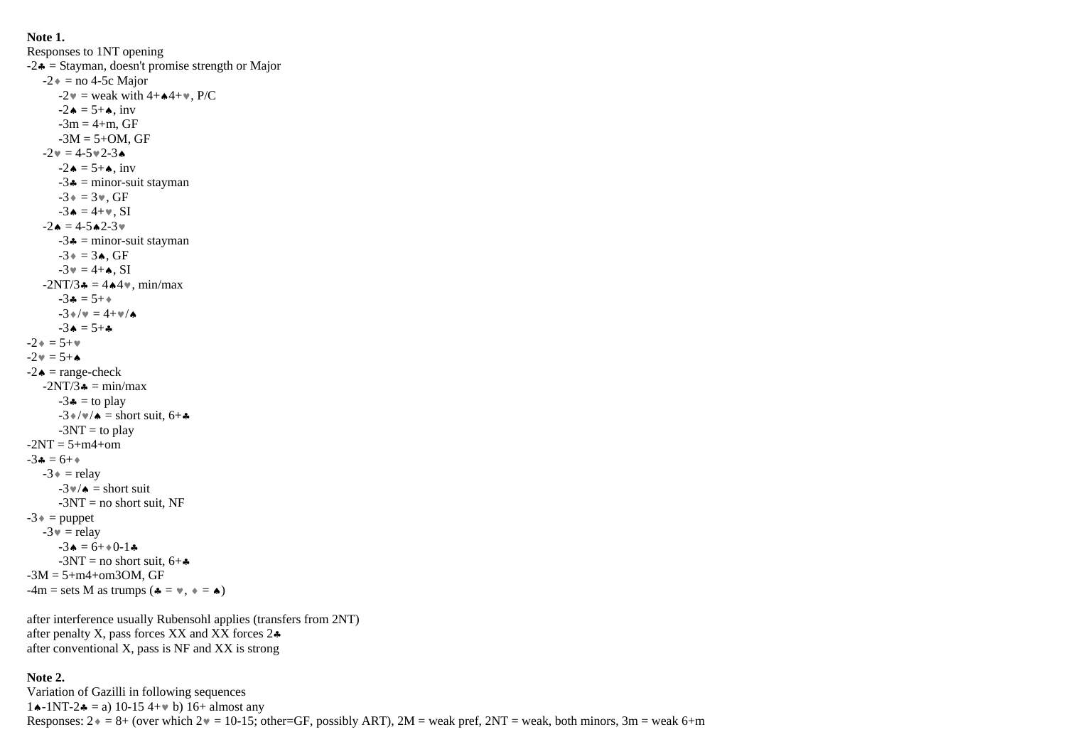**Note 1.**

Responses to 1NT opening

- -2♣ = Stayman, doesn't promise strength or Major
  - -2♦ = no 4-5c Major
    - -2♥ = weak with 4+♠4+♥, P/C
    - -2♠ = 5+♠, inv
    - -3m = 4+m, GF
    - -3M = 5+OM, GF
  - -2♥ = 4-5♥2-3♠
    - -2♠ = 5+♠, inv
    - -3♣ = minor-suit stayman
    - -3♦ = 3♥, GF
    - -3♠ = 4+♥, SI
  - -2♠ = 4-5♠2-3♥
    - -3♣ = minor-suit stayman
    - -3♦ = 3♠, GF
    - -3♥ = 4+♠, SI
  - -2NT/3♣ = 4♠4♥, min/max
    - -3♣ = 5+♦
    - -3♦/♥ = 4+♥/♠
    - -3♠ = 5+♣
- -2♦ = 5+♥
- -2♥ = 5+♠
- -2♠ = range-check
  - -2NT/3♣ = min/max
    - -3♣ = to play
    - -3♦/♥/♠ = short suit, 6+♣
    - -3NT = to play
- -2NT = 5+m4+om
- -3♣ = 6+♦
  - -3♦ = relay
    - -3♥/♠ = short suit
    - -3NT = no short suit, NF
- -3♦ = puppet
  - -3♥ = relay
    - -3♠ = 6+♦0-1♣
    - -3NT = no short suit, 6+♣
- -3M = 5+m4+om3OM, GF
- -4m = sets M as trumps (♣ = ♥, ♦ = ♠)

after interference usually Rubensohl applies (transfers from 2NT)
after penalty X, pass forces XX and XX forces 2♣
after conventional X, pass is NF and XX is strong

**Note 2.**

Variation of Gazilli in following sequences

1♠-1NT-2♣ = a) 10-15 4+♥ b) 16+ almost any

Responses: 2♦ = 8+ (over which 2♥ = 10-15; other=GF, possibly ART), 2M = weak pref, 2NT = weak, both minors, 3m = weak 6+m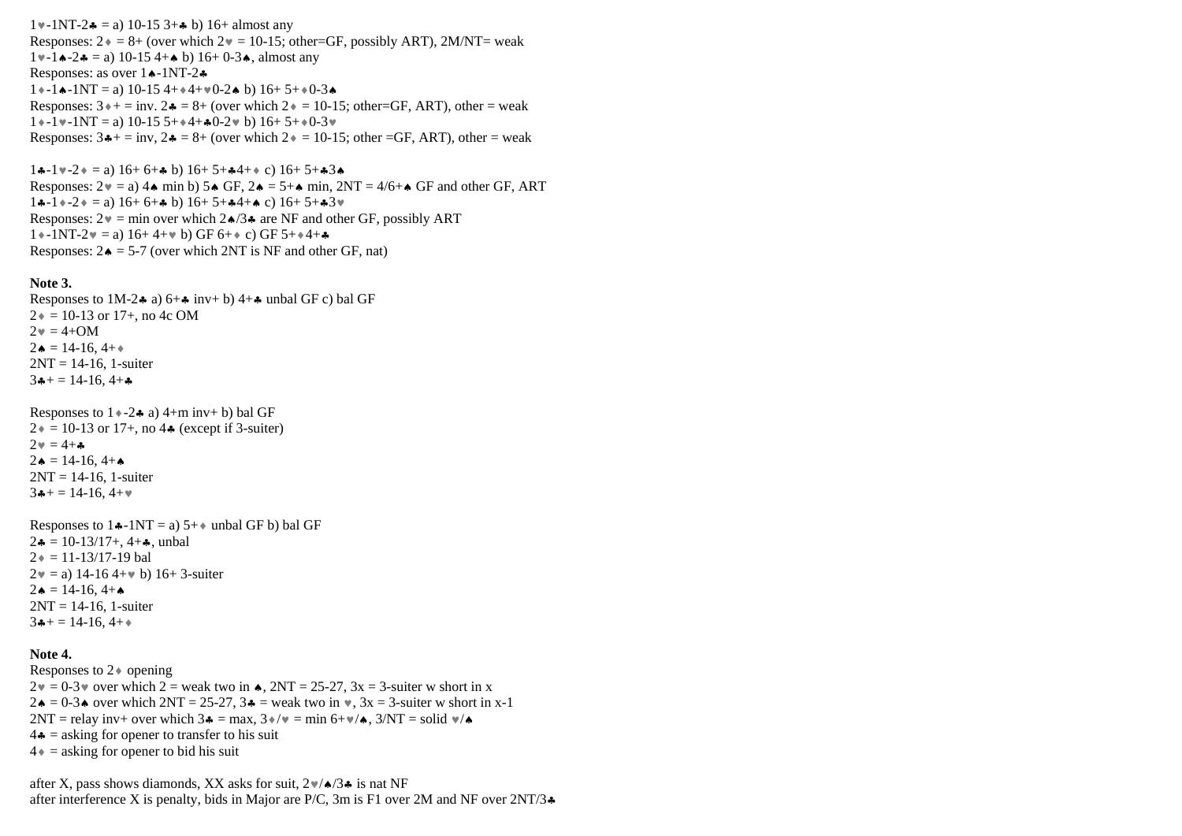1♥-1NT-2♣ = a) 10-15 3+♣ b) 16+ almost any
Responses: 2♦ = 8+ (over which 2♥ = 10-15; other=GF, possibly ART), 2M/NT= weak
1♥-1♠-2♣ = a) 10-15 4+♠ b) 16+ 0-3♠, almost any
Responses: as over 1♠-1NT-2♣
1♦-1♠-1NT = a) 10-15 4+♦4+♥0-2♠ b) 16+ 5+♦0-3♠
Responses: 3♦+ = inv. 2♣ = 8+ (over which 2♦ = 10-15; other=GF, ART), other = weak
1♦-1♥-1NT = a) 10-15 5+♦4+♣0-2♥ b) 16+ 5+♦0-3♥
Responses: 3♣+ = inv, 2♣ = 8+ (over which 2♦ = 10-15; other =GF, ART), other = weak

1♣-1♥-2♦ = a) 16+ 6+♣ b) 16+ 5+♣4+♦ c) 16+ 5+♣3♠
Responses: 2♥ = a) 4♠ min b) 5♠ GF, 2♠ = 5+♠ min, 2NT = 4/6+♠ GF and other GF, ART
1♣-1♦-2♦ = a) 16+ 6+♣ b) 16+ 5+♣4+♠ c) 16+ 5+♣3♥
Responses: 2♥ = min over which 2♠/3♣ are NF and other GF, possibly ART
1♦-1NT-2♥ = a) 16+ 4+♥ b) GF 6+♦ c) GF 5+♦4+♣
Responses: 2♠ = 5-7 (over which 2NT is NF and other GF, nat)

**Note 3.**
Responses to 1M-2♣ a) 6+♣ inv+ b) 4+♣ unbal GF c) bal GF
2♦ = 10-13 or 17+, no 4c OM
2♥ = 4+OM
2♠ = 14-16, 4+♦
2NT = 14-16, 1-suiter
3♣+ = 14-16, 4+♣

Responses to 1♦-2♣ a) 4+m inv+ b) bal GF
2♦ = 10-13 or 17+, no 4♣ (except if 3-suiter)
2♥ = 4+♣
2♠ = 14-16, 4+♠
2NT = 14-16, 1-suiter
3♣+ = 14-16, 4+♥

Responses to 1♣-1NT = a) 5+♦ unbal GF b) bal GF
2♣ = 10-13/17+, 4+♣, unbal
2♦ = 11-13/17-19 bal
2♥ = a) 14-16 4+♥ b) 16+ 3-suiter
2♠ = 14-16, 4+♠
2NT = 14-16, 1-suiter
3♣+ = 14-16, 4+♦

**Note 4.**
Responses to 2♦ opening
2♥ = 0-3♥ over which 2 = weak two in ♠, 2NT = 25-27, 3x = 3-suiter w short in x
2♠ = 0-3♠ over which 2NT = 25-27, 3♣ = weak two in ♥, 3x = 3-suiter w short in x-1
2NT = relay inv+ over which 3♣ = max, 3♦/♥ = min 6+♥/♠, 3/NT = solid ♥/♠
4♣ = asking for opener to transfer to his suit
4♦ = asking for opener to bid his suit

after X, pass shows diamonds, XX asks for suit, 2♥/♠/3♣ is nat NF
after interference X is penalty, bids in Major are P/C, 3m is F1 over 2M and NF over 2NT/3♣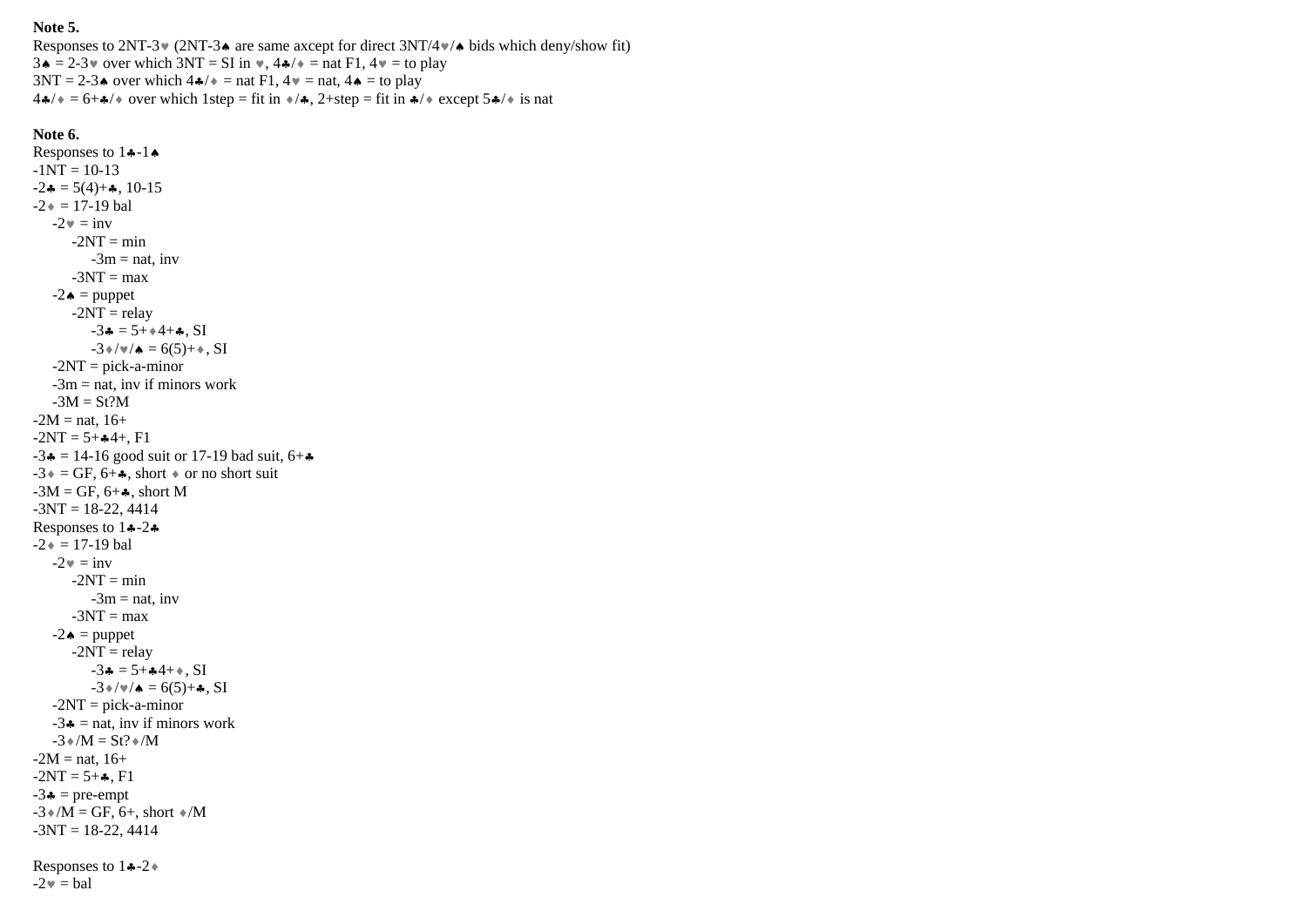**Note 5.**

Responses to 2NT-3♥ (2NT-3♠ are same axcept for direct 3NT/4♥/♠ bids which deny/show fit)

3♠ = 2-3♥ over which 3NT = SI in ♥, 4♣/♦ = nat F1, 4♥ = to play

3NT = 2-3♠ over which 4♣/♦ = nat F1, 4♥ = nat, 4♠ = to play

4♣/♦ = 6+♣/♦ over which 1step = fit in ♦/♣, 2+step = fit in ♣/♦ except 5♣/♦ is nat

**Note 6.**

Responses to 1♣-1♠

-1NT = 10-13

-2♣ = 5(4)+♣, 10-15

-2♦ = 17-19 bal

- -2♥ = inv
  - -2NT = min
    - -3m = nat, inv
  - -3NT = max
- -2♠ = puppet
  - -2NT = relay
    - -3♣ = 5+♦4+♣, SI
    - -3♦/♥/♠ = 6(5)+♦, SI
- -2NT = pick-a-minor
- -3m = nat, inv if minors work
- -3M = St?M

-2M = nat, 16+

-2NT = 5+♣4+, F1

-3♣ = 14-16 good suit or 17-19 bad suit, 6+♣

-3♦ = GF, 6+♣, short ♦ or no short suit

-3M = GF, 6+♣, short M

-3NT = 18-22, 4414

Responses to 1♣-2♣

-2♦ = 17-19 bal

- -2♥ = inv
  - -2NT = min
    - -3m = nat, inv
  - -3NT = max
- -2♠ = puppet
  - -2NT = relay
    - -3♣ = 5+♣4+♦, SI
    - -3♦/♥/♠ = 6(5)+♣, SI
- -2NT = pick-a-minor
- -3♣ = nat, inv if minors work
- -3♦/M = St?♦/M

-2M = nat, 16+

-2NT = 5+♣, F1

-3♣ = pre-empt

-3♦/M = GF, 6+, short ♦/M

-3NT = 18-22, 4414

Responses to 1♣-2♦

-2♥ = bal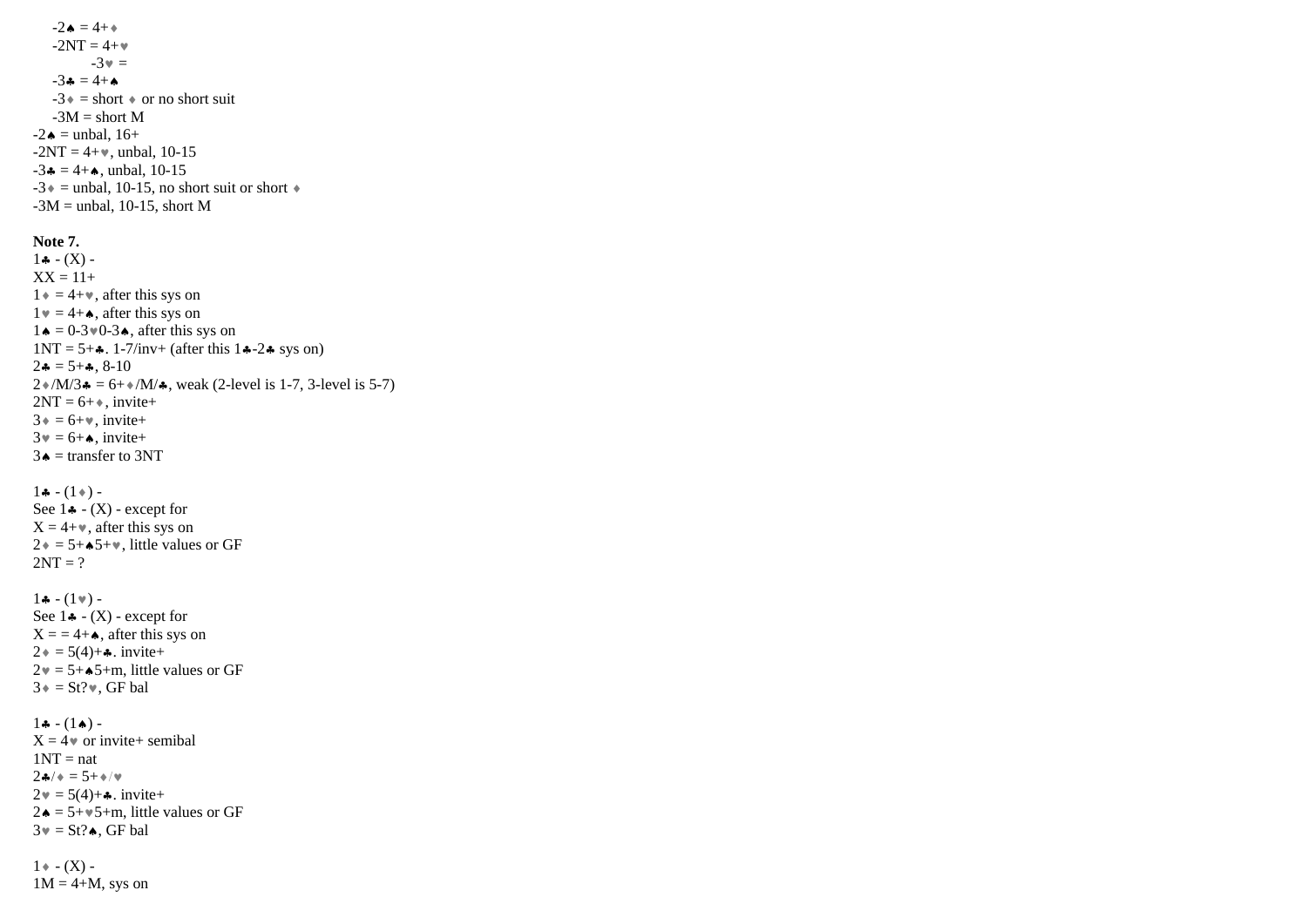-2♠ = 4+♦

-2NT = 4+♥

-3♥ =

-3♣ = 4+♠

-3♦ = short ♦ or no short suit

-3M = short M

-2♠ = unbal, 16+

-2NT = 4+♥, unbal, 10-15

-3♣ = 4+♠, unbal, 10-15

-3♦ = unbal, 10-15, no short suit or short ♦

-3M = unbal, 10-15, short M

**Note 7.**

1♣ - (X) -

XX = 11+

1♦ = 4+♥, after this sys on

1♥ = 4+♠, after this sys on

1♠ = 0-3♥0-3♠, after this sys on

1NT = 5+♣. 1-7/inv+ (after this 1♣-2♣ sys on)

2♣ = 5+♣, 8-10

2♦/M/3♣ = 6+♦/M/♣, weak (2-level is 1-7, 3-level is 5-7)

2NT = 6+♦, invite+

3♦ = 6+♥, invite+

3♥ = 6+♠, invite+

3♠ = transfer to 3NT

1♣ - (1♦) -

See 1♣ - (X) - except for

X = 4+♥, after this sys on

2♦ = 5+♠5+♥, little values or GF

2NT = ?

1♣ - (1♥) -

See 1♣ - (X) - except for

X = = 4+♠, after this sys on

2♦ = 5(4)+♣. invite+

2♥ = 5+♠5+m, little values or GF

3♦ = St?♥, GF bal

1♣ - (1♠) -

X = 4♥ or invite+ semibal

1NT = nat

2♣/♦ = 5+♦/♥

2♥ = 5(4)+♣. invite+

2♠ = 5+♥5+m, little values or GF

3♥ = St?♠, GF bal

1♦ - (X) -

1M = 4+M, sys on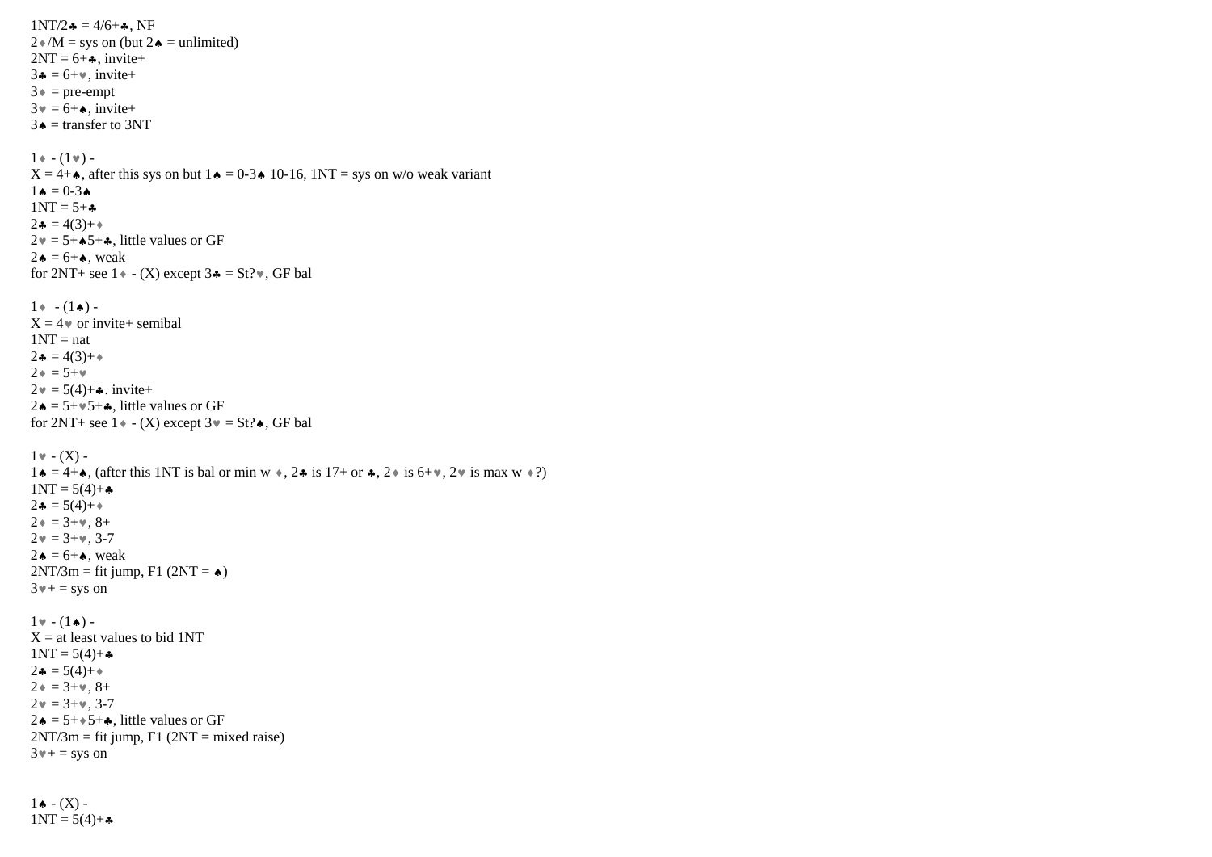1NT/2♣ = 4/6+♣, NF
2♦/M = sys on (but 2♠ = unlimited)
2NT = 6+♣, invite+
3♣ = 6+♥, invite+
3♦ = pre-empt
3♥ = 6+♠, invite+
3♠ = transfer to 3NT

1♦ - (1♥) -
X = 4+♠, after this sys on but 1♠ = 0-3♠ 10-16, 1NT = sys on w/o weak variant
1♠ = 0-3♠
1NT = 5+♣
2♣ = 4(3)+♦
2♥ = 5+♠5+♣, little values or GF
2♠ = 6+♠, weak
for 2NT+ see 1♦ - (X) except 3♣ = St?♥, GF bal

1♦ - (1♠) -
X = 4♥ or invite+ semibal
1NT = nat
2♣ = 4(3)+♦
2♦ = 5+♥
2♥ = 5(4)+♣. invite+
2♠ = 5+♥5+♣, little values or GF
for 2NT+ see 1♦ - (X) except 3♥ = St?♠, GF bal

1♥ - (X) -
1♠ = 4+♠, (after this 1NT is bal or min w ♦, 2♣ is 17+ or ♣, 2♦ is 6+♥, 2♥ is max w ♦?)
1NT = 5(4)+♣
2♣ = 5(4)+♦
2♦ = 3+♥, 8+
2♥ = 3+♥, 3-7
2♠ = 6+♠, weak
2NT/3m = fit jump, F1 (2NT = ♠)
3♥+ = sys on

1♥ - (1♠) -
X = at least values to bid 1NT
1NT = 5(4)+♣
2♣ = 5(4)+♦
2♦ = 3+♥, 8+
2♥ = 3+♥, 3-7
2♠ = 5+♦5+♣, little values or GF
2NT/3m = fit jump, F1 (2NT = mixed raise)
3♥+ = sys on

1♠ - (X) -
1NT = 5(4)+♣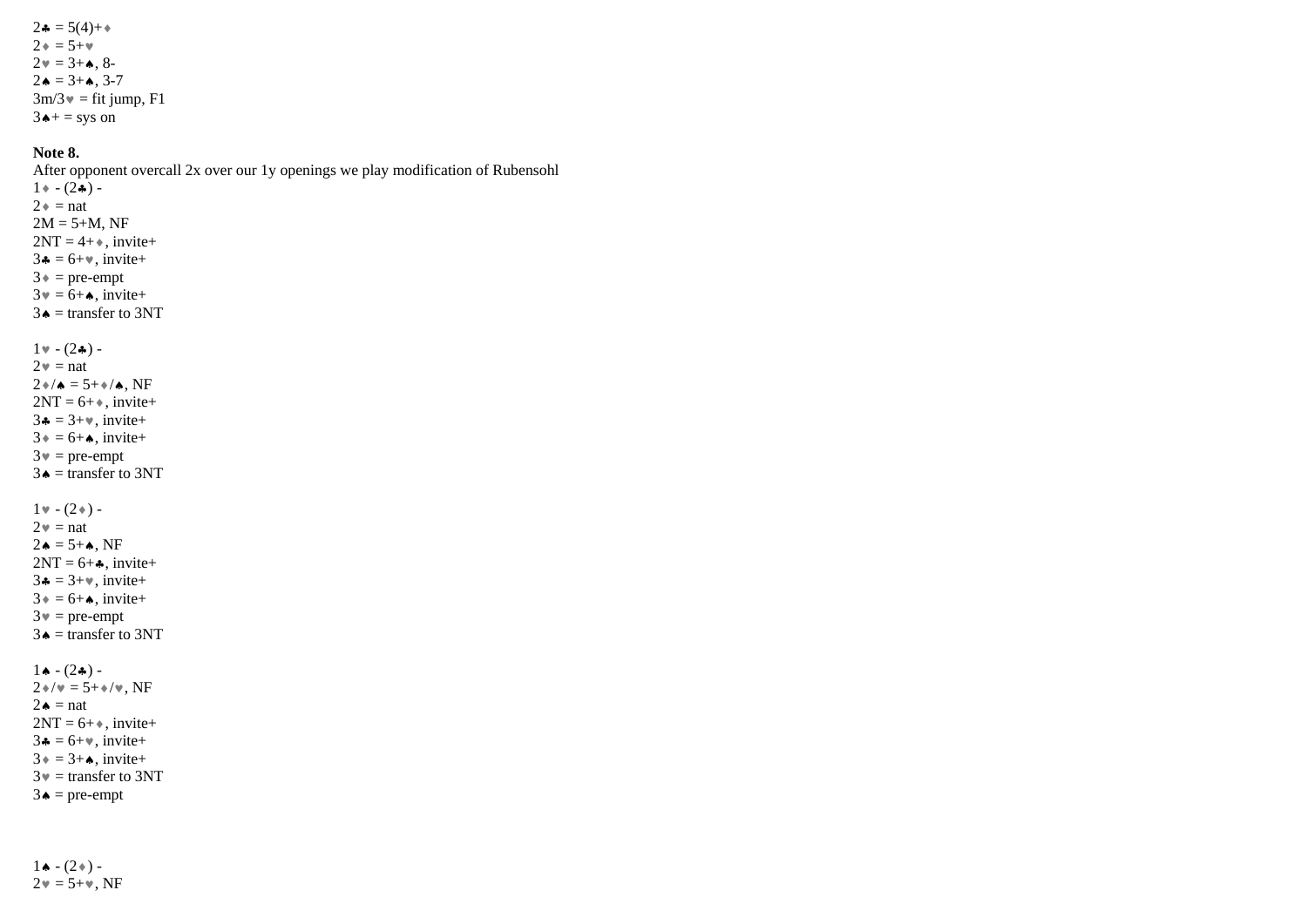2♣ = 5(4)+♦
2♦ = 5+♥
2♥ = 3+♠, 8-
2♠ = 3+♠, 3-7
3m/3♥ = fit jump, F1
3♠+ = sys on

**Note 8.**
After opponent overcall 2x over our 1y openings we play modification of Rubensohl

1♦ - (2♣) -
2♦ = nat
2M = 5+M, NF
2NT = 4+♦, invite+
3♣ = 6+♥, invite+
3♦ = pre-empt
3♥ = 6+♠, invite+
3♠ = transfer to 3NT

1♥ - (2♣) -
2♥ = nat
2♦/♠ = 5+♦/♠, NF
2NT = 6+♦, invite+
3♣ = 3+♥, invite+
3♦ = 6+♠, invite+
3♥ = pre-empt
3♠ = transfer to 3NT

1♥ - (2♦) -
2♥ = nat
2♠ = 5+♠, NF
2NT = 6+♣, invite+
3♣ = 3+♥, invite+
3♦ = 6+♠, invite+
3♥ = pre-empt
3♠ = transfer to 3NT

1♠ - (2♣) -
2♦/♥ = 5+♦/♥, NF
2♠ = nat
2NT = 6+♦, invite+
3♣ = 6+♥, invite+
3♦ = 3+♠, invite+
3♥ = transfer to 3NT
3♠ = pre-empt

1♠ - (2♦) -
2♥ = 5+♥, NF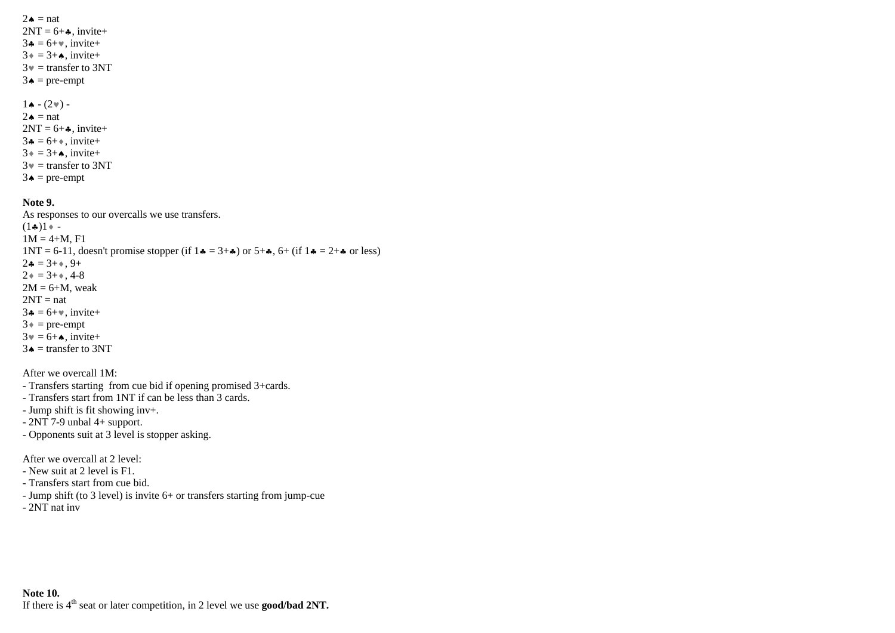2♠ = nat
2NT = 6+♣, invite+
3♣ = 6+♥, invite+
3♦ = 3+♠, invite+
3♥ = transfer to 3NT
3♠ = pre-empt

1♠ - (2♥) -
2♠ = nat
2NT = 6+♣, invite+
3♣ = 6+♦, invite+
3♦ = 3+♠, invite+
3♥ = transfer to 3NT
3♠ = pre-empt

**Note 9.**
As responses to our overcalls we use transfers.
(1♣)1♦ -
1M = 4+M, F1
1NT = 6-11, doesn't promise stopper (if 1♣ = 3+♣) or 5+♣, 6+ (if 1♣ = 2+♣ or less)
2♣ = 3+♦, 9+
2♦ = 3+♦, 4-8
2M = 6+M, weak
2NT = nat
3♣ = 6+♥, invite+
3♦ = pre-empt
3♥ = 6+♠, invite+
3♠ = transfer to 3NT

After we overcall 1M:
- Transfers starting from cue bid if opening promised 3+cards.
- Transfers start from 1NT if can be less than 3 cards.
- Jump shift is fit showing inv+.
- 2NT 7-9 unbal 4+ support.
- Opponents suit at 3 level is stopper asking.

After we overcall at 2 level:
- New suit at 2 level is F1.
- Transfers start from cue bid.
- Jump shift (to 3 level) is invite 6+ or transfers starting from jump-cue
- 2NT nat inv

**Note 10.**
If there is 4th seat or later competition, in 2 level we use **good/bad 2NT.**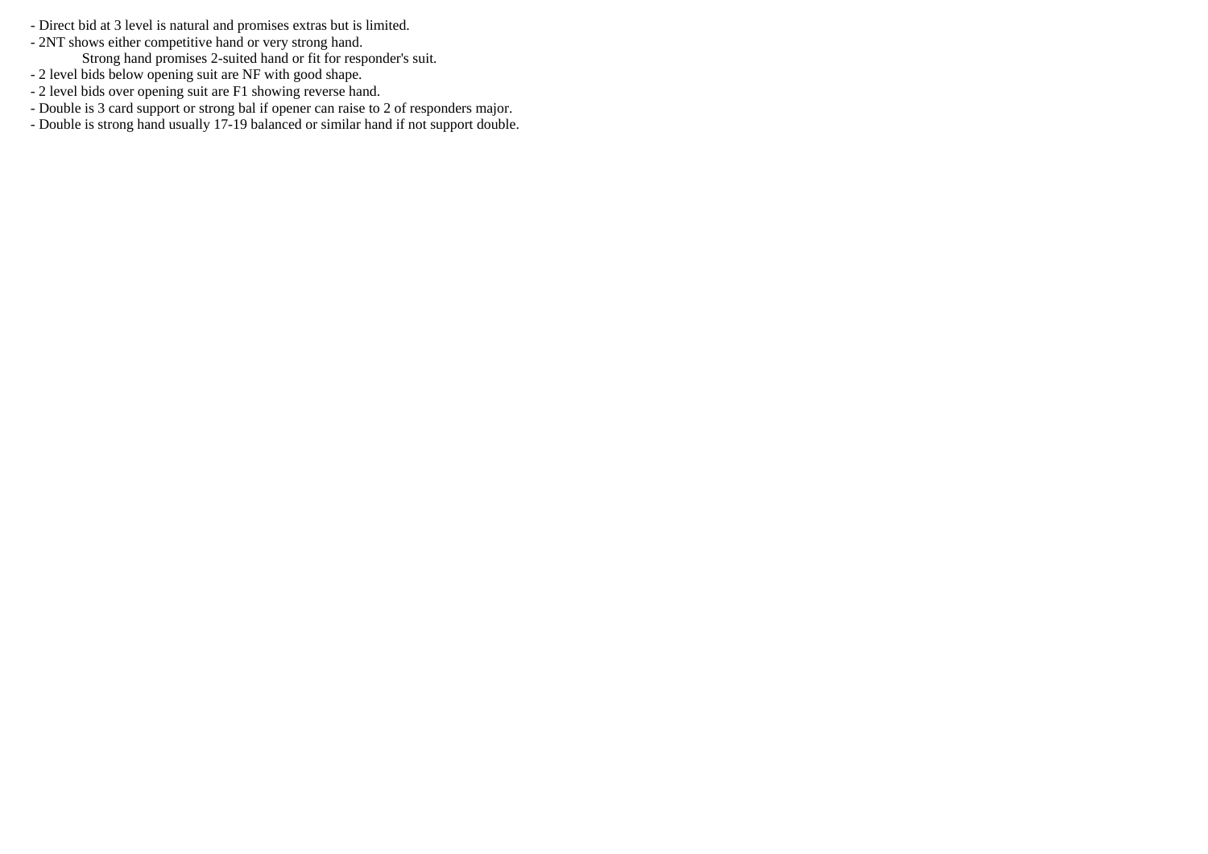- Direct bid at 3 level is natural and promises extras but is limited.
- 2NT shows either competitive hand or very strong hand.
  - Strong hand promises 2-suited hand or fit for responder's suit.
- 2 level bids below opening suit are NF with good shape.
- 2 level bids over opening suit are F1 showing reverse hand.
- Double is 3 card support or strong bal if opener can raise to 2 of responders major.
- Double is strong hand usually 17-19 balanced or similar hand if not support double.